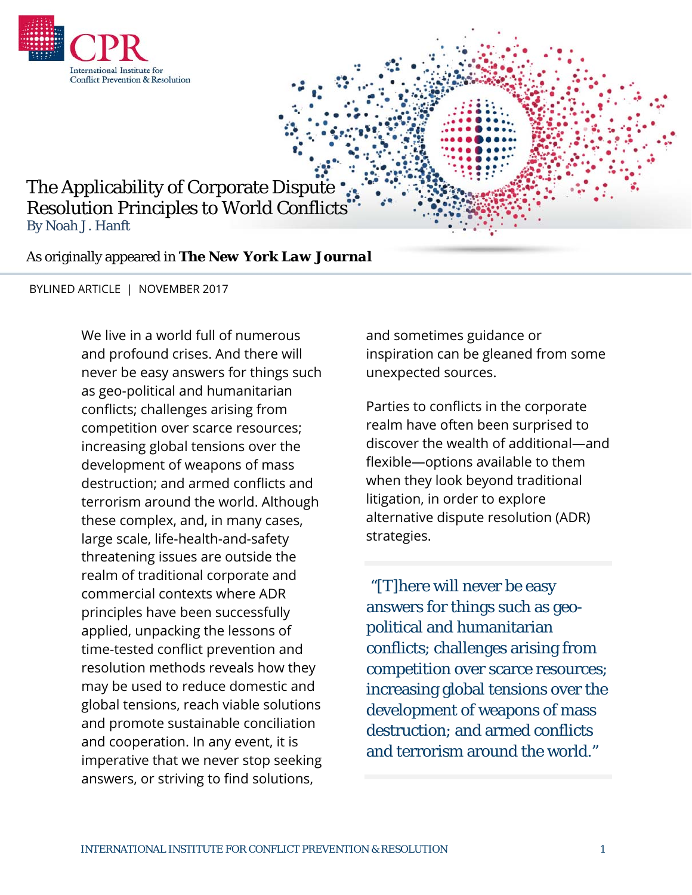# The Applicability of Corporate Dispute Resolution Principles to World Conflicts

By Noah J. Hanft

As originally appeared in **The New York Law Journal**

BYLINED ARTICLE | NOVEMBER 2017

We live in a world full of numerous and profound crises. And there will never be easy answers for things such as geo-political and humanitarian conflicts; challenges arising from competition over scarce resources; increasing global tensions over the development of weapons of mass destruction; and armed conflicts and terrorism around the world. Although these complex, and, in many cases, large scale, life-health-and-safety threatening issues are outside the realm of traditional corporate and commercial contexts where ADR principles have been successfully applied, unpacking the lessons of time-tested conflict prevention and resolution methods reveals how they may be used to reduce domestic and global tensions, reach viable solutions and promote sustainable conciliation and cooperation. In any event, it is imperative that we never stop seeking answers, or striving to find solutions, and sometimes guidance or inspiration can be gleaned from some unexpected sources.

Parties to conflicts in the corporate realm have often been surprised to discover the wealth of additional—and flexible—options available to them when they look beyond traditional litigation, in order to explore alternative dispute resolution (ADR) strategies.

> "[T]here will never be easy answers for things such as geo-political and humanitarian conflicts; challenges arising from competition over scarce resources; increasing global tensions over the development of weapons of mass destruction; and armed conflicts and terrorism around the world."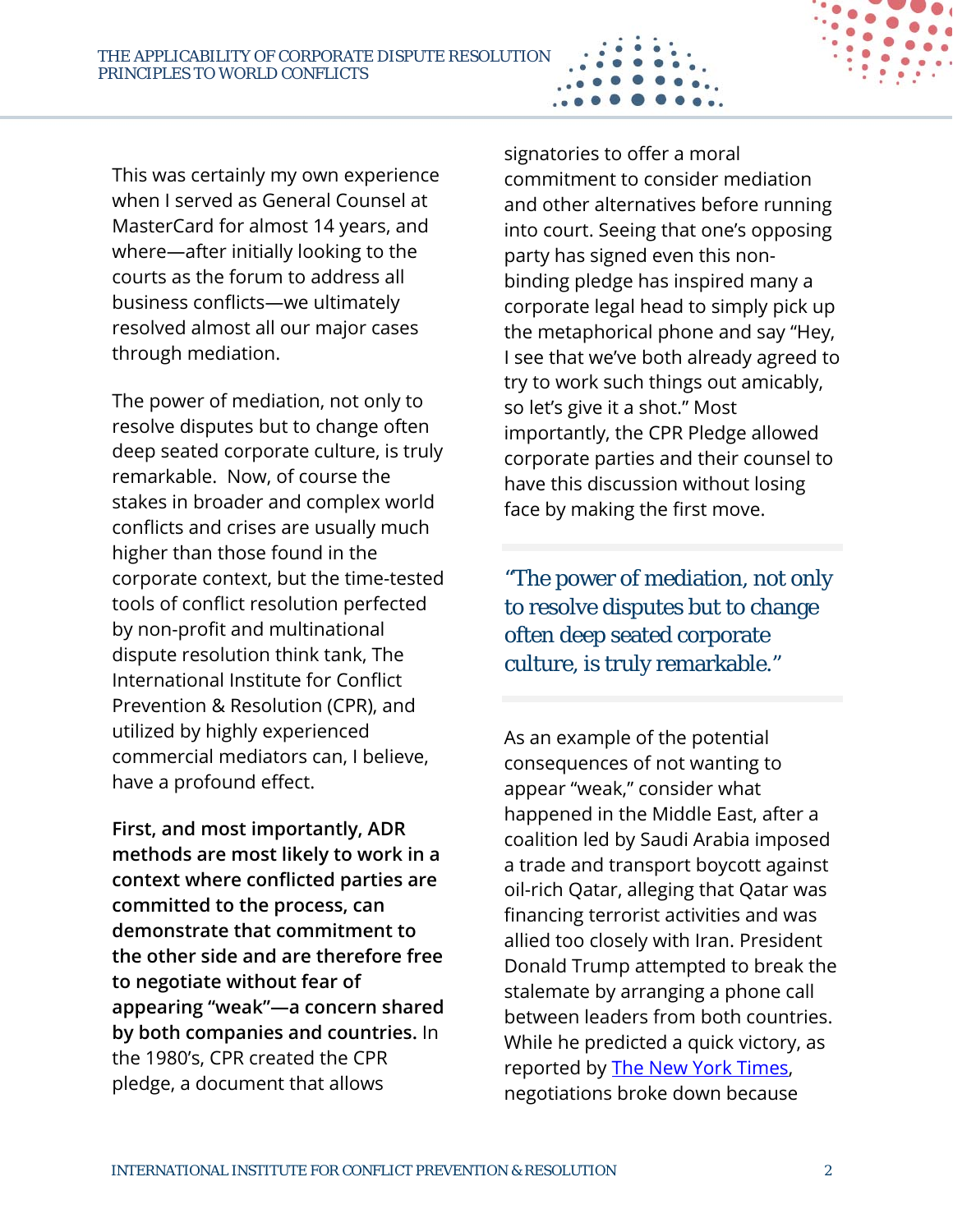This was certainly my own experience when I served as General Counsel at MasterCard for almost 14 years, and where—after initially looking to the courts as the forum to address all business conflicts—we ultimately resolved almost all our major cases through mediation.

The power of mediation, not only to resolve disputes but to change often deep seated corporate culture, is truly remarkable. Now, of course the stakes in broader and complex world conflicts and crises are usually much higher than those found in the corporate context, but the time-tested tools of conflict resolution perfected by non-profit and multinational dispute resolution think tank, The International Institute for Conflict Prevention & Resolution (CPR), and utilized by highly experienced commercial mediators can, I believe, have a profound effect.

**First, and most importantly, ADR methods are most likely to work in a context where conflicted parties are committed to the process, can demonstrate that commitment to the other side and are therefore free to negotiate without fear of appearing "weak"—a concern shared by both companies and countries.** In the 1980's, CPR created the CPR pledge, a document that allows signatories to offer a moral commitment to consider mediation and other alternatives before running into court. Seeing that one's opposing party has signed even this non-binding pledge has inspired many a corporate legal head to simply pick up the metaphorical phone and say "Hey, I see that we've both already agreed to try to work such things out amicably, so let's give it a shot." Most importantly, the CPR Pledge allowed corporate parties and their counsel to have this discussion without losing face by making the first move.

> "The power of mediation, not only to resolve disputes but to change often deep seated corporate culture, is truly remarkable."

As an example of the potential consequences of not wanting to appear "weak," consider what happened in the Middle East, after a coalition led by Saudi Arabia imposed a trade and transport boycott against oil-rich Qatar, alleging that Qatar was financing terrorist activities and was allied too closely with Iran. President Donald Trump attempted to break the stalemate by arranging a phone call between leaders from both countries. While he predicted a quick victory, as reported by The New York Times, negotiations broke down because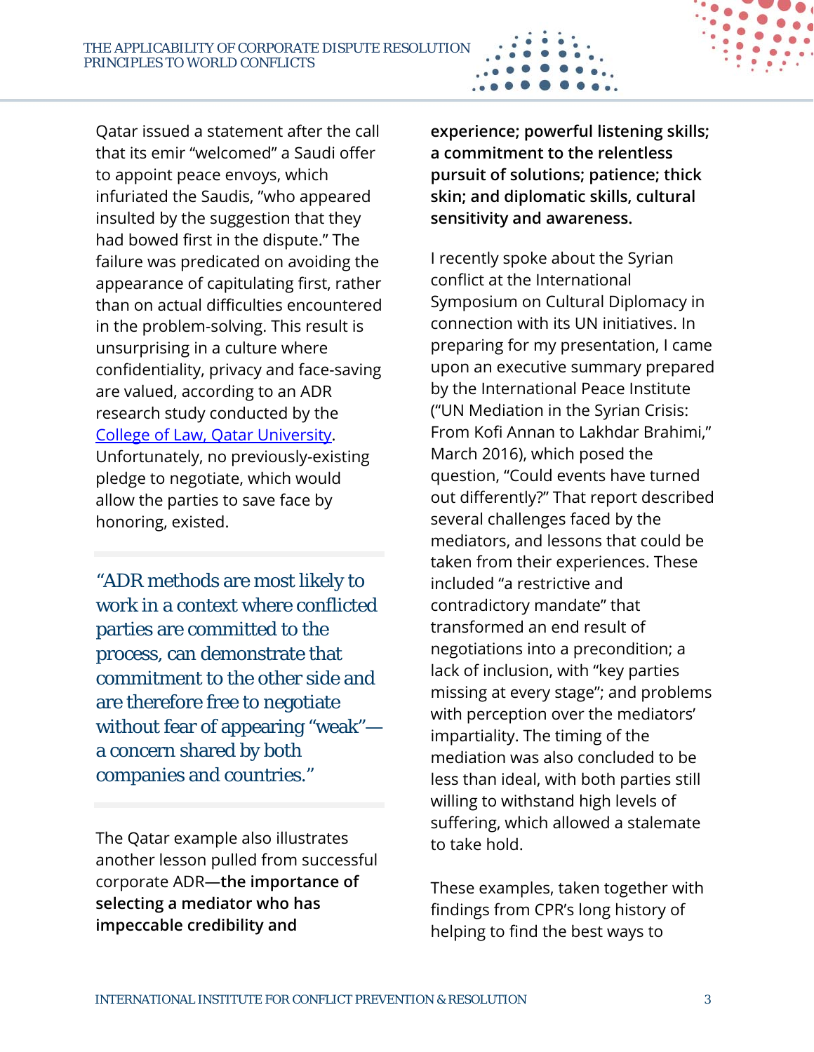Qatar issued a statement after the call that its emir "welcomed" a Saudi offer to appoint peace envoys, which infuriated the Saudis, "who appeared insulted by the suggestion that they had bowed first in the dispute." The failure was predicated on avoiding the appearance of capitulating first, rather than on actual difficulties encountered in the problem-solving. This result is unsurprising in a culture where confidentiality, privacy and face-saving are valued, according to an ADR research study conducted by the [College of Law, Qatar University](). Unfortunately, no previously-existing pledge to negotiate, which would allow the parties to save face by honoring, existed.

> "ADR methods are most likely to work in a context where conflicted parties are committed to the process, can demonstrate that commitment to the other side and are therefore free to negotiate without fear of appearing "weak"—a concern shared by both companies and countries."

The Qatar example also illustrates another lesson pulled from successful corporate ADR—**the importance of selecting a mediator who has impeccable credibility and experience; powerful listening skills; a commitment to the relentless pursuit of solutions; patience; thick skin; and diplomatic skills, cultural sensitivity and awareness.**

I recently spoke about the Syrian conflict at the International Symposium on Cultural Diplomacy in connection with its UN initiatives. In preparing for my presentation, I came upon an executive summary prepared by the International Peace Institute ("UN Mediation in the Syrian Crisis: From Kofi Annan to Lakhdar Brahimi," March 2016), which posed the question, "Could events have turned out differently?" That report described several challenges faced by the mediators, and lessons that could be taken from their experiences. These included "a restrictive and contradictory mandate" that transformed an end result of negotiations into a precondition; a lack of inclusion, with "key parties missing at every stage"; and problems with perception over the mediators' impartiality. The timing of the mediation was also concluded to be less than ideal, with both parties still willing to withstand high levels of suffering, which allowed a stalemate to take hold.

These examples, taken together with findings from CPR's long history of helping to find the best ways to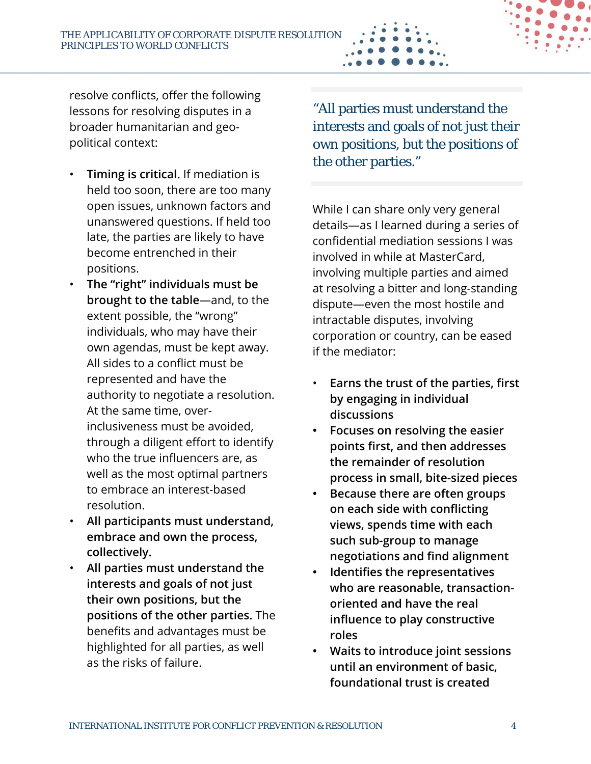resolve conflicts, offer the following lessons for resolving disputes in a broader humanitarian and geo-political context:

- **Timing is critical.** If mediation is held too soon, there are too many open issues, unknown factors and unanswered questions. If held too late, the parties are likely to have become entrenched in their positions.
- **The "right" individuals must be brought to the table**—and, to the extent possible, the "wrong" individuals, who may have their own agendas, must be kept away. All sides to a conflict must be represented and have the authority to negotiate a resolution. At the same time, over-inclusiveness must be avoided, through a diligent effort to identify who the true influencers are, as well as the most optimal partners to embrace an interest-based resolution.
- **All participants must understand, embrace and own the process, collectively.**
- **All parties must understand the interests and goals of not just their own positions, but the positions of the other parties.** The benefits and advantages must be highlighted for all parties, as well as the risks of failure.

> "All parties must understand the interests and goals of not just their own positions, but the positions of the other parties."

While I can share only very general details—as I learned during a series of confidential mediation sessions I was involved in while at MasterCard, involving multiple parties and aimed at resolving a bitter and long-standing dispute—even the most hostile and intractable disputes, involving corporation or country, can be eased if the mediator:

- **Earns the trust of the parties, first by engaging in individual discussions**
- **Focuses on resolving the easier points first, and then addresses the remainder of resolution process in small, bite-sized pieces**
- **Because there are often groups on each side with conflicting views, spends time with each such sub-group to manage negotiations and find alignment**
- **Identifies the representatives who are reasonable, transaction-oriented and have the real influence to play constructive roles**
- **Waits to introduce joint sessions until an environment of basic, foundational trust is created**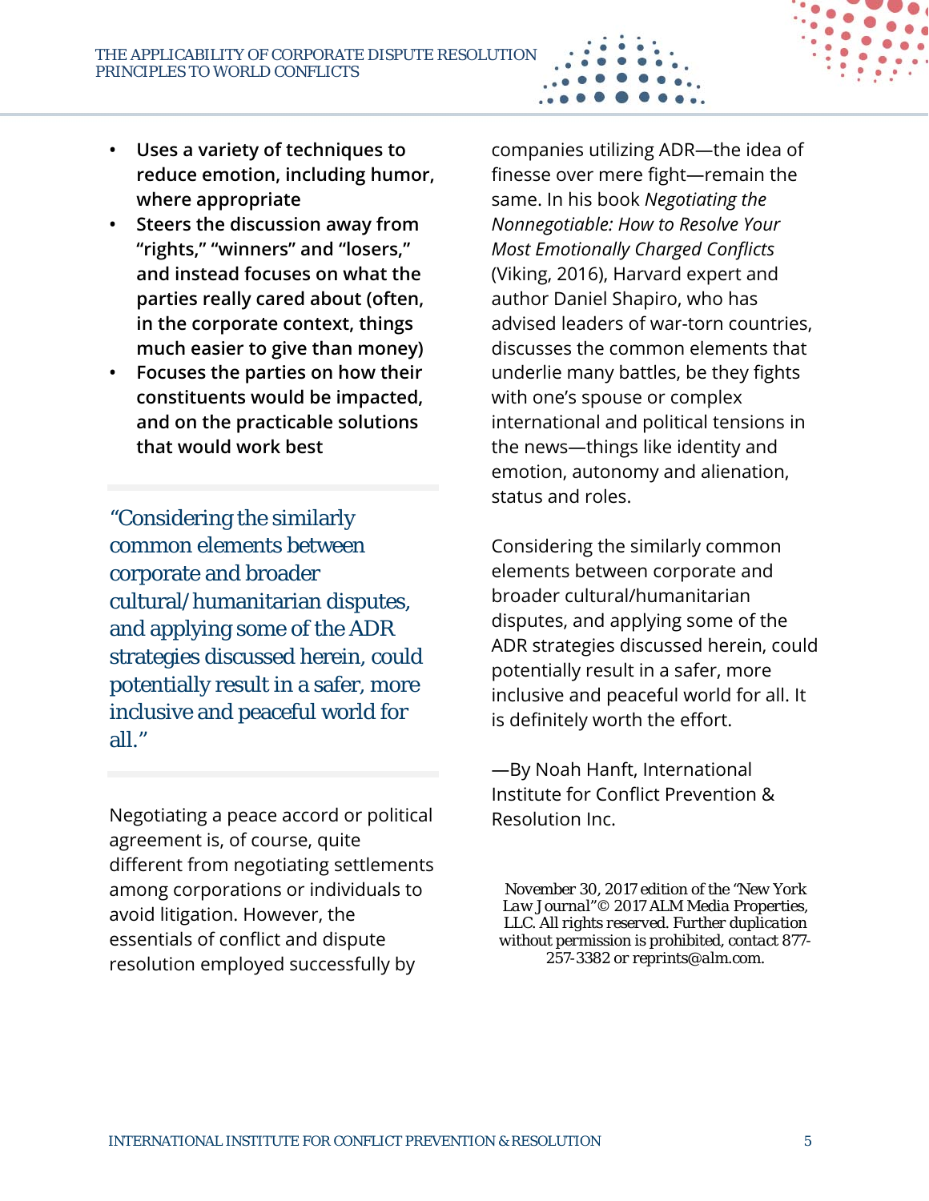- **Uses a variety of techniques to reduce emotion, including humor, where appropriate**
- **Steers the discussion away from "rights," "winners" and "losers," and instead focuses on what the parties really cared about (often, in the corporate context, things much easier to give than money)**
- **Focuses the parties on how their constituents would be impacted, and on the practicable solutions that would work best**

> "Considering the similarly common elements between corporate and broader cultural/humanitarian disputes, and applying some of the ADR strategies discussed herein, could potentially result in a safer, more inclusive and peaceful world for all."

Negotiating a peace accord or political agreement is, of course, quite different from negotiating settlements among corporations or individuals to avoid litigation. However, the essentials of conflict and dispute resolution employed successfully by companies utilizing ADR—the idea of finesse over mere fight—remain the same. In his book *Negotiating the Nonnegotiable: How to Resolve Your Most Emotionally Charged Conflicts* (Viking, 2016), Harvard expert and author Daniel Shapiro, who has advised leaders of war-torn countries, discusses the common elements that underlie many battles, be they fights with one's spouse or complex international and political tensions in the news—things like identity and emotion, autonomy and alienation, status and roles.

Considering the similarly common elements between corporate and broader cultural/humanitarian disputes, and applying some of the ADR strategies discussed herein, could potentially result in a safer, more inclusive and peaceful world for all. It is definitely worth the effort.

—By Noah Hanft, International Institute for Conflict Prevention & Resolution Inc.

November 30, 2017 edition of the "New York Law Journal"© 2017 ALM Media Properties, LLC. All rights reserved. Further duplication without permission is prohibited, contact 877-257-3382 or reprints@alm.com.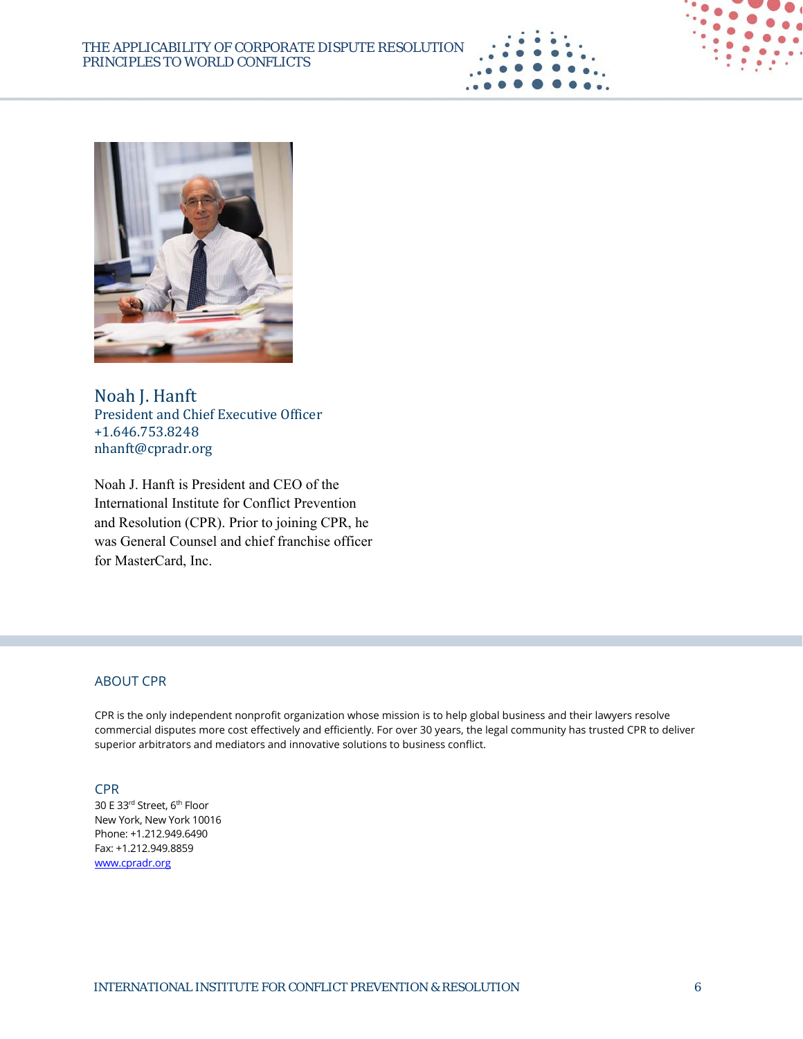## Noah J. Hanft

President and Chief Executive Officer
+1.646.753.8248
nhanft@cpradr.org

Noah J. Hanft is President and CEO of the International Institute for Conflict Prevention and Resolution (CPR). Prior to joining CPR, he was General Counsel and chief franchise officer for MasterCard, Inc.

## ABOUT CPR

CPR is the only independent nonprofit organization whose mission is to help global business and their lawyers resolve commercial disputes more cost effectively and efficiently. For over 30 years, the legal community has trusted CPR to deliver superior arbitrators and mediators and innovative solutions to business conflict.

### CPR

30 E 33rd Street, 6th Floor
New York, New York 10016
Phone: +1.212.949.6490
Fax: +1.212.949.8859
www.cpradr.org